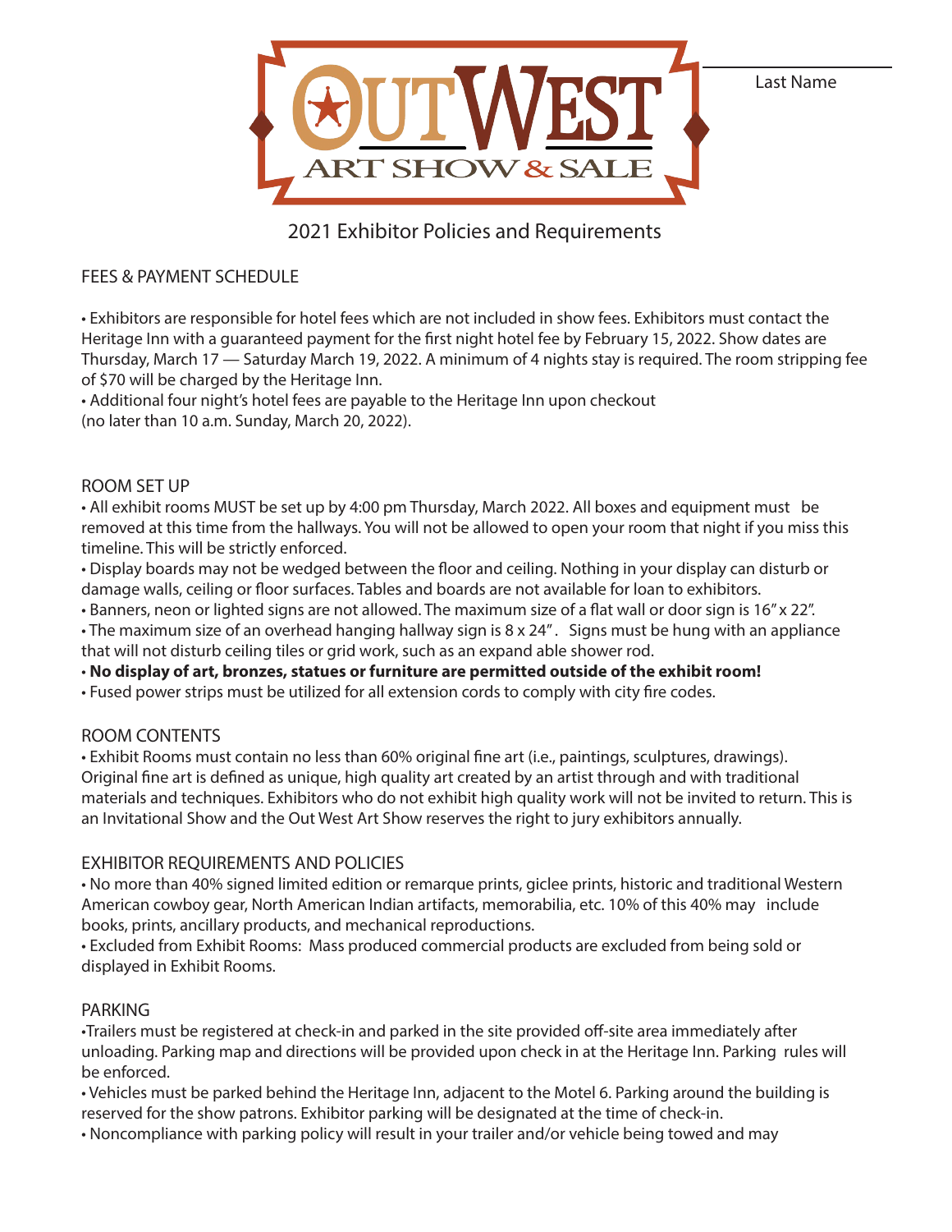# OUT WEST ART SHOW & SALE

Last Name ______________________

## 2021 Exhibitor Policies and Requirements

### FEES & PAYMENT SCHEDULE

• Exhibitors are responsible for hotel fees which are not included in show fees. Exhibitors must contact the Heritage Inn with a guaranteed payment for the first night hotel fee by February 15, 2022. Show dates are Thursday, March 17 — Saturday March 19, 2022. A minimum of 4 nights stay is required. The room stripping fee of $70 will be charged by the Heritage Inn.

• Additional four night's hotel fees are payable to the Heritage Inn upon checkout (no later than 10 a.m. Sunday, March 20, 2022).

### ROOM SET UP

• All exhibit rooms MUST be set up by 4:00 pm Thursday, March 2022. All boxes and equipment must be removed at this time from the hallways. You will not be allowed to open your room that night if you miss this timeline. This will be strictly enforced.

• Display boards may not be wedged between the floor and ceiling. Nothing in your display can disturb or damage walls, ceiling or floor surfaces. Tables and boards are not available for loan to exhibitors.

• Banners, neon or lighted signs are not allowed. The maximum size of a flat wall or door sign is 16" x 22".

• The maximum size of an overhead hanging hallway sign is 8 x 24". Signs must be hung with an appliance that will not disturb ceiling tiles or grid work, such as an expand able shower rod.

• **No display of art, bronzes, statues or furniture are permitted outside of the exhibit room!**

• Fused power strips must be utilized for all extension cords to comply with city fire codes.

### ROOM CONTENTS

• Exhibit Rooms must contain no less than 60% original fine art (i.e., paintings, sculptures, drawings). Original fine art is defined as unique, high quality art created by an artist through and with traditional materials and techniques. Exhibitors who do not exhibit high quality work will not be invited to return. This is an Invitational Show and the Out West Art Show reserves the right to jury exhibitors annually.

### EXHIBITOR REQUIREMENTS AND POLICIES

• No more than 40% signed limited edition or remarque prints, giclee prints, historic and traditional Western American cowboy gear, North American Indian artifacts, memorabilia, etc. 10% of this 40% may include books, prints, ancillary products, and mechanical reproductions.

• Excluded from Exhibit Rooms: Mass produced commercial products are excluded from being sold or displayed in Exhibit Rooms.

### PARKING

•Trailers must be registered at check-in and parked in the site provided off-site area immediately after unloading. Parking map and directions will be provided upon check in at the Heritage Inn. Parking rules will be enforced.

• Vehicles must be parked behind the Heritage Inn, adjacent to the Motel 6. Parking around the building is reserved for the show patrons. Exhibitor parking will be designated at the time of check-in.

• Noncompliance with parking policy will result in your trailer and/or vehicle being towed and may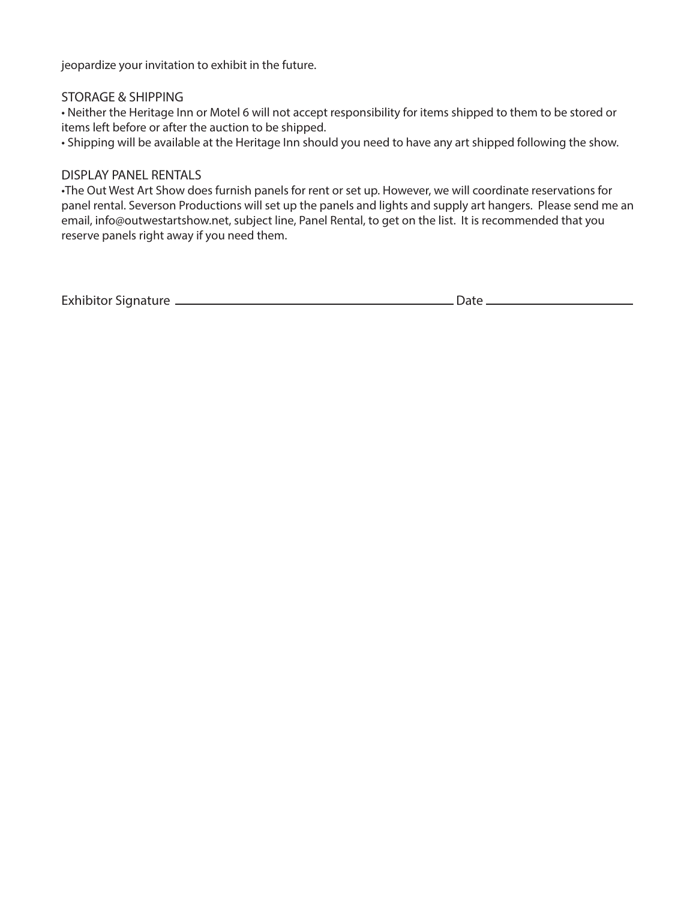jeopardize your invitation to exhibit in the future.

## STORAGE & SHIPPING

• Neither the Heritage Inn or Motel 6 will not accept responsibility for items shipped to them to be stored or items left before or after the auction to be shipped.

• Shipping will be available at the Heritage Inn should you need to have any art shipped following the show.

## DISPLAY PANEL RENTALS

•The Out West Art Show does furnish panels for rent or set up. However, we will coordinate reservations for panel rental. Severson Productions will set up the panels and lights and supply art hangers. Please send me an email, info@outwestartshow.net, subject line, Panel Rental, to get on the list. It is recommended that you reserve panels right away if you need them.

Exhibitor Signature ________________________________ Date ____________________